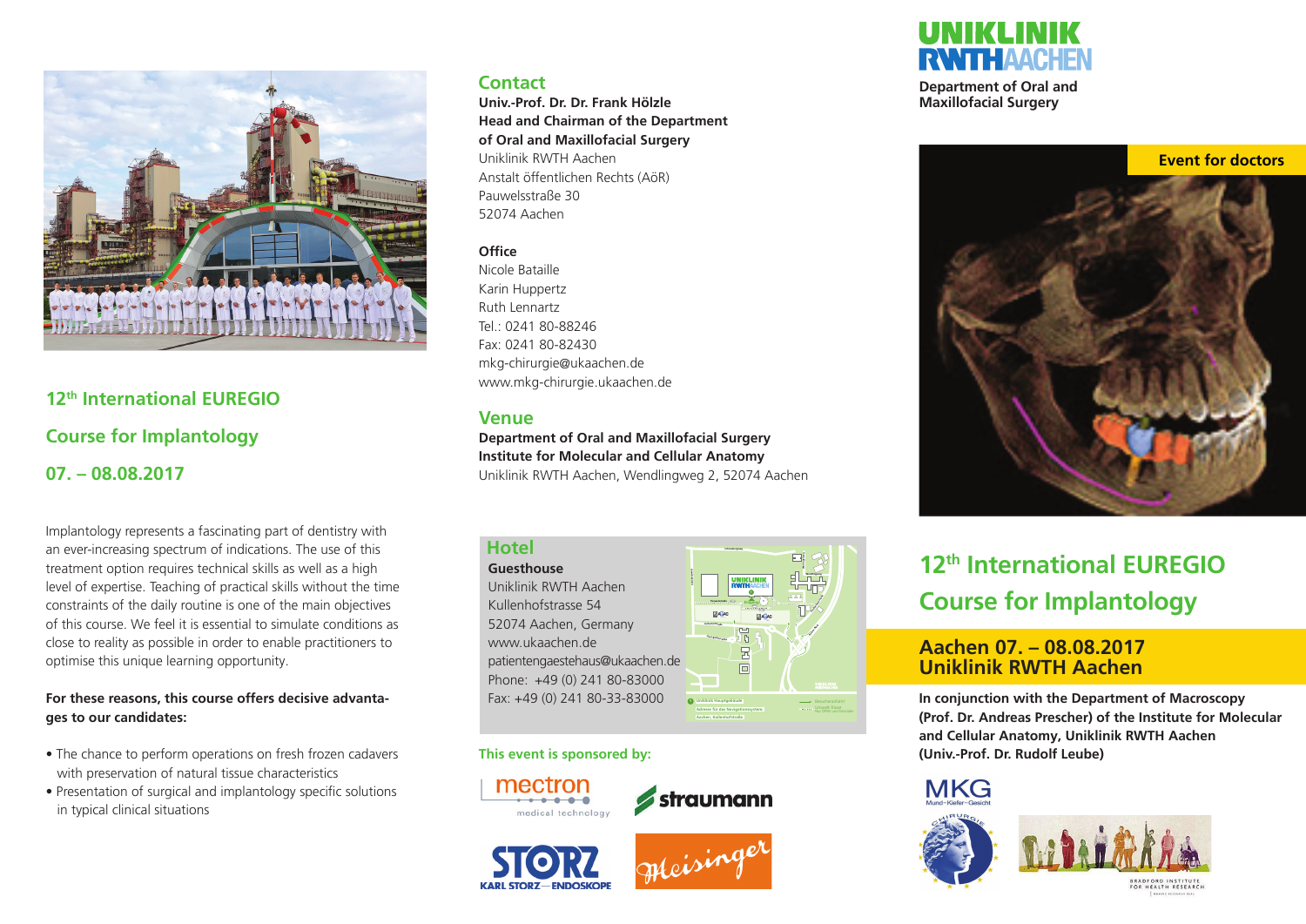## 12th International EUREGIO Course for Implantology

## 07. – 08.08.2017

Implantology represents a fascinating part of dentistry with an ever-increasing spectrum of indications. The use of this treatment option requires technical skills as well as a high level of expertise. Teaching of practical skills without the time constraints of the daily routine is one of the main objectives of this course. We feel it is essential to simulate conditions as close to reality as possible in order to enable practitioners to optimise this unique learning opportunity.

**For these reasons, this course offers decisive advantages to our candidates:**

- The chance to perform operations on fresh frozen cadavers with preservation of natural tissue characteristics
- Presentation of surgical and implantology specific solutions in typical clinical situations

## Contact

**Univ.-Prof. Dr. Dr. Frank Hölzle**
**Head and Chairman of the Department of Oral and Maxillofacial Surgery**
Uniklinik RWTH Aachen
Anstalt öffentlichen Rechts (AöR)
Pauwelsstraße 30
52074 Aachen

**Office**
Nicole Bataille
Karin Huppertz
Ruth Lennartz
Tel.: 0241 80-88246
Fax: 0241 80-82430
mkg-chirurgie@ukaachen.de
www.mkg-chirurgie.ukaachen.de

## Venue

**Department of Oral and Maxillofacial Surgery**
**Institute for Molecular and Cellular Anatomy**
Uniklinik RWTH Aachen, Wendlingweg 2, 52074 Aachen

## Hotel

**Guesthouse**
Uniklinik RWTH Aachen
Kullenhofstrasse 54
52074 Aachen, Germany
www.ukaachen.de
patientengaestehaus@ukaachen.de
Phone: +49 (0) 241 80-83000
Fax: +49 (0) 241 80-33-83000

**This event is sponsored by:**

mectron medical technology · straumann · KARL STORZ—ENDOSKOPE · Meisinger

UNIKLINIK RWTH AACHEN

**Department of Oral and Maxillofacial Surgery**

**Event for doctors**

## 12th International EUREGIO Course for Implantology

## Aachen 07. – 08.08.2017
## Uniklinik RWTH Aachen

**In conjunction with the Department of Macroscopy (Prof. Dr. Andreas Prescher) of the Institute for Molecular and Cellular Anatomy, Uniklinik RWTH Aachen (Univ.-Prof. Dr. Rudolf Leube)**

MKG Mund-Kiefer-Gesicht Chirurgie

BRADFORD INSTITUTE FOR HEALTH RESEARCH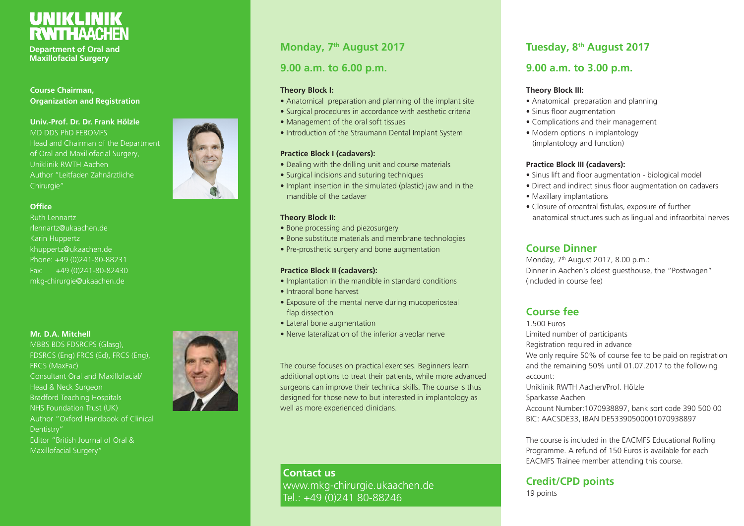# UNIKLINIK RWTHAACHEN

**Department of Oral and Maxillofacial Surgery**

**Course Chairman, Organization and Registration**

**Univ.-Prof. Dr. Dr. Frank Hölzle**
MD DDS PhD FEBOMFS
Head and Chairman of the Department of Oral and Maxillofacial Surgery, Uniklinik RWTH Aachen
Author "Leitfaden Zahnärztliche Chirurgie"

**Office**
Ruth Lennartz
rlennartz@ukaachen.de
Karin Huppertz
khuppertz@ukaachen.de
Phone: +49 (0)241-80-88231
Fax: +49 (0)241-80-82430
mkg-chirurgie@ukaachen.de

**Mr. D.A. Mitchell**
MBBS BDS FDSRCPS (Glasg), FDSRCS (Eng) FRCS (Ed), FRCS (Eng), FRCS (MaxFac)
Consultant Oral and Maxillofacial/ Head & Neck Surgeon
Bradford Teaching Hospitals NHS Foundation Trust (UK)
Author "Oxford Handbook of Clinical Dentistry"
Editor "British Journal of Oral & Maxillofacial Surgery"

## Monday, 7th August 2017

## 9.00 a.m. to 6.00 p.m.

**Theory Block I:**
- Anatomical preparation and planning of the implant site
- Surgical procedures in accordance with aesthetic criteria
- Management of the oral soft tissues
- Introduction of the Straumann Dental Implant System

**Practice Block I (cadavers):**
- Dealing with the drilling unit and course materials
- Surgical incisions and suturing techniques
- Implant insertion in the simulated (plastic) jaw and in the mandible of the cadaver

**Theory Block II:**
- Bone processing and piezosurgery
- Bone substitute materials and membrane technologies
- Pre-prosthetic surgery and bone augmentation

**Practice Block II (cadavers):**
- Implantation in the mandible in standard conditions
- Intraoral bone harvest
- Exposure of the mental nerve during mucoperiosteal flap dissection
- Lateral bone augmentation
- Nerve lateralization of the inferior alveolar nerve

The course focuses on practical exercises. Beginners learn additional options to treat their patients, while more advanced surgeons can improve their technical skills. The course is thus designed for those new to but interested in implantology as well as more experienced clinicians.

**Contact us**
www.mkg-chirurgie.ukaachen.de
Tel.: +49 (0)241 80-88246

## Tuesday, 8th August 2017

## 9.00 a.m. to 3.00 p.m.

**Theory Block III:**
- Anatomical preparation and planning
- Sinus floor augmentation
- Complications and their management
- Modern options in implantology (implantology and function)

**Practice Block III (cadavers):**
- Sinus lift and floor augmentation - biological model
- Direct and indirect sinus floor augmentation on cadavers
- Maxillary implantations
- Closure of oroantral fistulas, exposure of further anatomical structures such as lingual and infraorbital nerves

## Course Dinner

Monday, 7th August 2017, 8.00 p.m.:
Dinner in Aachen's oldest guesthouse, the "Postwagen" (included in course fee)

## Course fee

1.500 Euros
Limited number of participants
Registration required in advance
We only require 50% of course fee to be paid on registration and the remaining 50% until 01.07.2017 to the following account:
Uniklinik RWTH Aachen/Prof. Hölzle
Sparkasse Aachen
Account Number:1070938897, bank sort code 390 500 00
BIC: AACSDE33, IBAN DE53390500001070938897

The course is included in the EACMFS Educational Rolling Programme. A refund of 150 Euros is available for each EACMFS Trainee member attending this course.

## Credit/CPD points

19 points